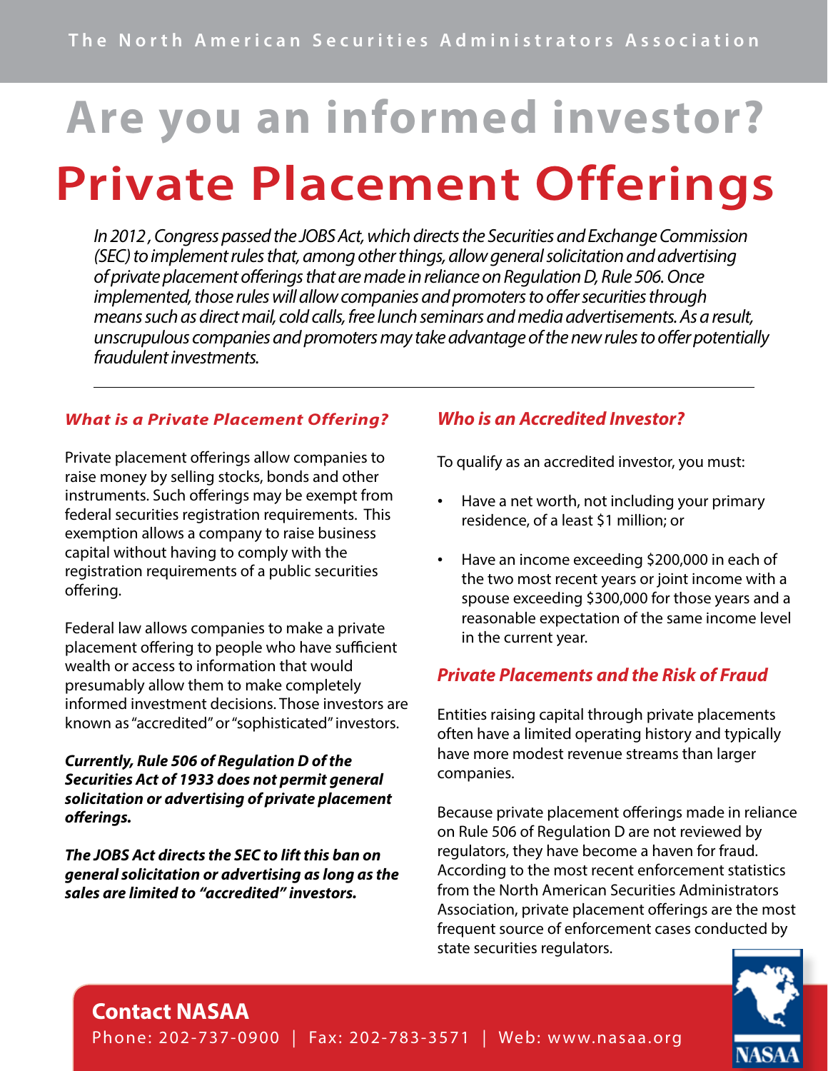The North American Securities Administrators Association

# Are you an informed investor?

# Private Placement Offerings

*In 2012 , Congress passed the JOBS Act, which directs the Securities and Exchange Commission (SEC) to implement rules that, among other things, allow general solicitation and advertising of private placement offerings that are made in reliance on Regulation D, Rule 506. Once implemented, those rules will allow companies and promoters to offer securities through means such as direct mail, cold calls, free lunch seminars and media advertisements. As a result, unscrupulous companies and promoters may take advantage of the new rules to offer potentially fraudulent investments.*

---

### *What is a Private Placement Offering?*

Private placement offerings allow companies to raise money by selling stocks, bonds and other instruments. Such offerings may be exempt from federal securities registration requirements. This exemption allows a company to raise business capital without having to comply with the registration requirements of a public securities offering.

Federal law allows companies to make a private placement offering to people who have sufficient wealth or access to information that would presumably allow them to make completely informed investment decisions. Those investors are known as "accredited" or "sophisticated" investors.

***Currently, Rule 506 of Regulation D of the Securities Act of 1933 does not permit general solicitation or advertising of private placement offerings.***

***The JOBS Act directs the SEC to lift this ban on general solicitation or advertising as long as the sales are limited to "accredited" investors.***

### *Who is an Accredited Investor?*

To qualify as an accredited investor, you must:

- Have a net worth, not including your primary residence, of a least $1 million; or
- Have an income exceeding $200,000 in each of the two most recent years or joint income with a spouse exceeding $300,000 for those years and a reasonable expectation of the same income level in the current year.

### *Private Placements and the Risk of Fraud*

Entities raising capital through private placements often have a limited operating history and typically have more modest revenue streams than larger companies.

Because private placement offerings made in reliance on Rule 506 of Regulation D are not reviewed by regulators, they have become a haven for fraud. According to the most recent enforcement statistics from the North American Securities Administrators Association, private placement offerings are the most frequent source of enforcement cases conducted by state securities regulators.

**Contact NASAA**

Phone: 202-737-0900 | Fax: 202-783-3571 | Web: www.nasaa.org

NASAA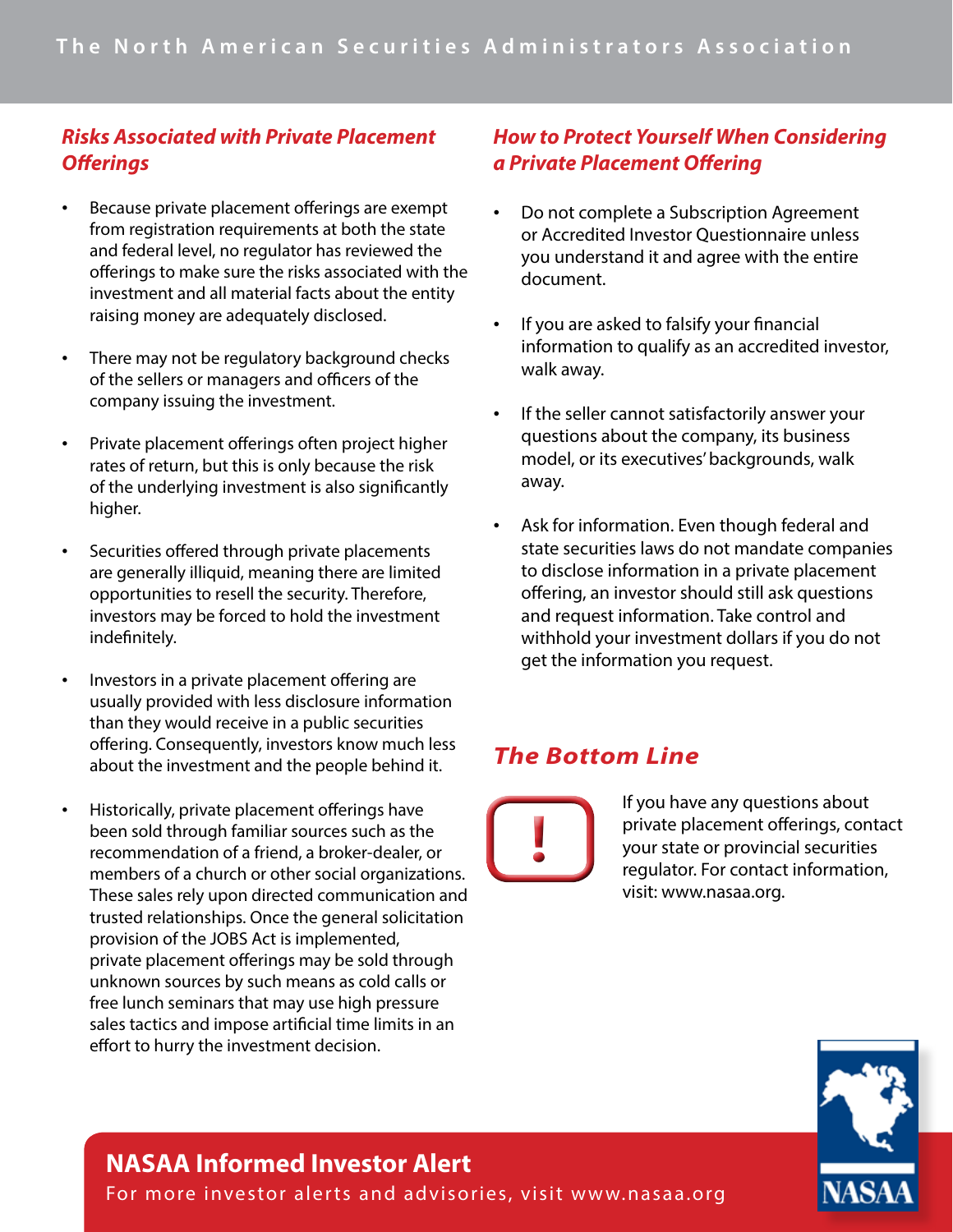## *Risks Associated with Private Placement Offerings*

- Because private placement offerings are exempt from registration requirements at both the state and federal level, no regulator has reviewed the offerings to make sure the risks associated with the investment and all material facts about the entity raising money are adequately disclosed.
- There may not be regulatory background checks of the sellers or managers and officers of the company issuing the investment.
- Private placement offerings often project higher rates of return, but this is only because the risk of the underlying investment is also significantly higher.
- Securities offered through private placements are generally illiquid, meaning there are limited opportunities to resell the security. Therefore, investors may be forced to hold the investment indefinitely.
- Investors in a private placement offering are usually provided with less disclosure information than they would receive in a public securities offering. Consequently, investors know much less about the investment and the people behind it.
- Historically, private placement offerings have been sold through familiar sources such as the recommendation of a friend, a broker-dealer, or members of a church or other social organizations. These sales rely upon directed communication and trusted relationships. Once the general solicitation provision of the JOBS Act is implemented, private placement offerings may be sold through unknown sources by such means as cold calls or free lunch seminars that may use high pressure sales tactics and impose artificial time limits in an effort to hurry the investment decision.

## *How to Protect Yourself When Considering a Private Placement Offering*

- Do not complete a Subscription Agreement or Accredited Investor Questionnaire unless you understand it and agree with the entire document.
- If you are asked to falsify your financial information to qualify as an accredited investor, walk away.
- If the seller cannot satisfactorily answer your questions about the company, its business model, or its executives' backgrounds, walk away.
- Ask for information. Even though federal and state securities laws do not mandate companies to disclose information in a private placement offering, an investor should still ask questions and request information. Take control and withhold your investment dollars if you do not get the information you request.

## *The Bottom Line*

If you have any questions about private placement offerings, contact your state or provincial securities regulator. For contact information, visit: www.nasaa.org.

**NASAA Informed Investor Alert**

For more investor alerts and advisories, visit www.nasaa.org